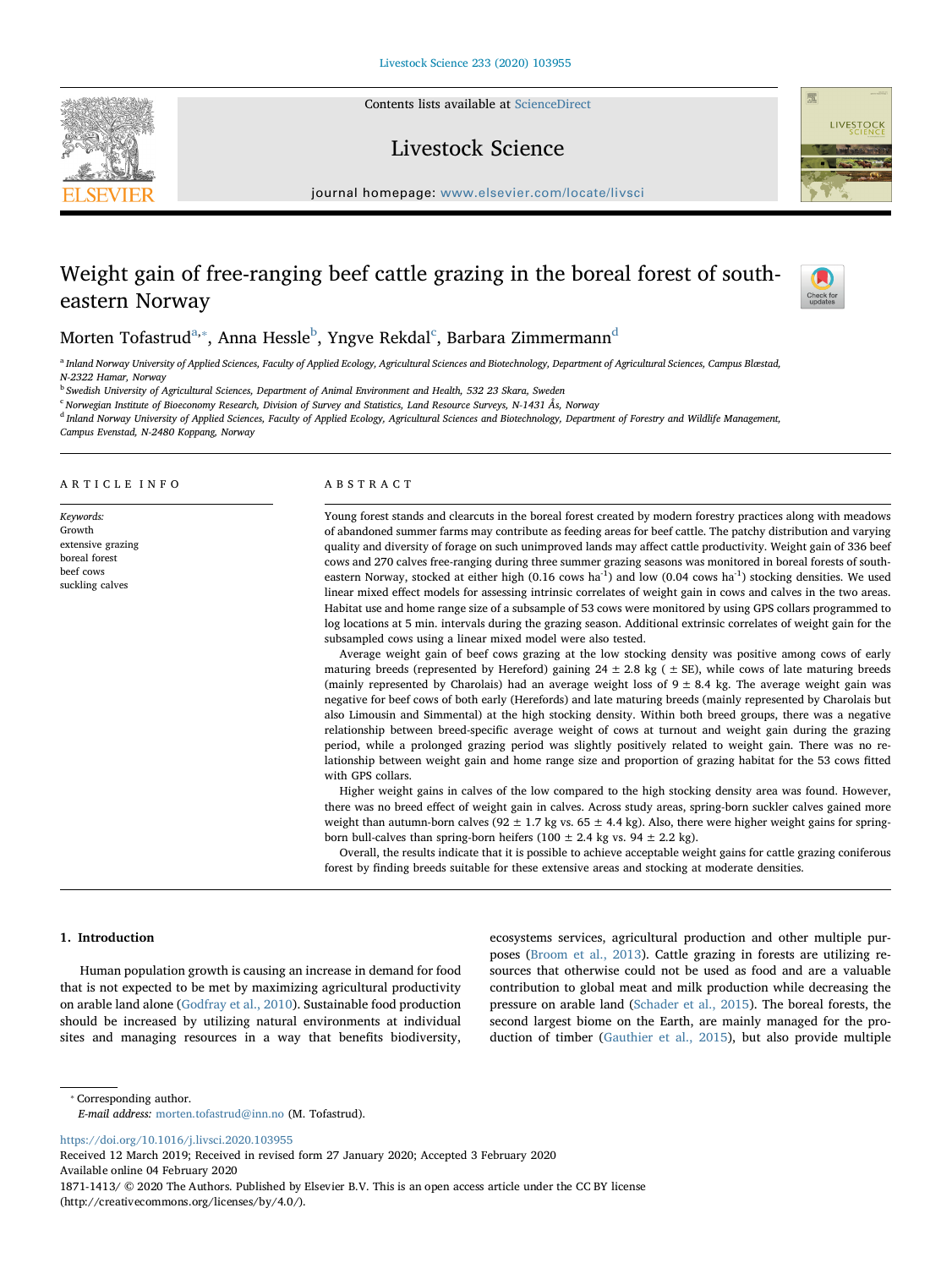# Weight gain of free-ranging beef cattle grazing in the boreal forest of south-eastern Norway

Morten Tofastrud[a,*], Anna Hessle[b], Yngve Rekdal[c], Barbara Zimmermann[d]

[a] Inland Norway University of Applied Sciences, Faculty of Applied Ecology, Agricultural Sciences and Biotechnology, Department of Agricultural Sciences, Campus Blæstad, N-2322 Hamar, Norway

[b] Swedish University of Agricultural Sciences, Department of Animal Environment and Health, 532 23 Skara, Sweden

[c] Norwegian Institute of Bioeconomy Research, Division of Survey and Statistics, Land Resource Surveys, N-1431 Ås, Norway

[d] Inland Norway University of Applied Sciences, Faculty of Applied Ecology, Agricultural Sciences and Biotechnology, Department of Forestry and Wildlife Management, Campus Evenstad, N-2480 Koppang, Norway

## ARTICLE INFO

*Keywords:*
Growth
extensive grazing
boreal forest
beef cows
suckling calves

## ABSTRACT

Young forest stands and clearcuts in the boreal forest created by modern forestry practices along with meadows of abandoned summer farms may contribute as feeding areas for beef cattle. The patchy distribution and varying quality and diversity of forage on such unimproved lands may affect cattle productivity. Weight gain of 336 beef cows and 270 calves free-ranging during three summer grazing seasons was monitored in boreal forests of south-eastern Norway, stocked at either high (0.16 cows $ha^{-1}$) and low (0.04 cows $ha^{-1}$) stocking densities. We used linear mixed effect models for assessing intrinsic correlates of weight gain in cows and calves in the two areas. Habitat use and home range size of a subsample of 53 cows were monitored by using GPS collars programmed to log locations at 5 min. intervals during the grazing season. Additional extrinsic correlates of weight gain for the subsampled cows using a linear mixed model were also tested.

Average weight gain of beef cows grazing at the low stocking density was positive among cows of early maturing breeds (represented by Hereford) gaining 24 ± 2.8 kg ( ± SE), while cows of late maturing breeds (mainly represented by Charolais) had an average weight loss of 9 ± 8.4 kg. The average weight gain was negative for beef cows of both early (Herefords) and late maturing breeds (mainly represented by Charolais but also Limousin and Simmental) at the high stocking density. Within both breed groups, there was a negative relationship between breed-specific average weight of cows at turnout and weight gain during the grazing period, while a prolonged grazing period was slightly positively related to weight gain. There was no relationship between weight gain and home range size and proportion of grazing habitat for the 53 cows fitted with GPS collars.

Higher weight gains in calves of the low compared to the high stocking density area was found. However, there was no breed effect of weight gain in calves. Across study areas, spring-born suckler calves gained more weight than autumn-born calves (92 ± 1.7 kg vs. 65 ± 4.4 kg). Also, there were higher weight gains for spring-born bull-calves than spring-born heifers (100 ± 2.4 kg vs. 94 ± 2.2 kg).

Overall, the results indicate that it is possible to achieve acceptable weight gains for cattle grazing coniferous forest by finding breeds suitable for these extensive areas and stocking at moderate densities.

## 1. Introduction

Human population growth is causing an increase in demand for food that is not expected to be met by maximizing agricultural productivity on arable land alone (Godfray et al., 2010). Sustainable food production should be increased by utilizing natural environments at individual sites and managing resources in a way that benefits biodiversity, ecosystems services, agricultural production and other multiple purposes (Broom et al., 2013). Cattle grazing in forests are utilizing resources that otherwise could not be used as food and are a valuable contribution to global meat and milk production while decreasing the pressure on arable land (Schader et al., 2015). The boreal forests, the second largest biome on the Earth, are mainly managed for the production of timber (Gauthier et al., 2015), but also provide multiple

* Corresponding author.
*E-mail address:* morten.tofastrud@inn.no (M. Tofastrud).

https://doi.org/10.1016/j.livsci.2020.103955
Received 12 March 2019; Received in revised form 27 January 2020; Accepted 3 February 2020
Available online 04 February 2020
1871-1413/ © 2020 The Authors. Published by Elsevier B.V. This is an open access article under the CC BY license (http://creativecommons.org/licenses/by/4.0/).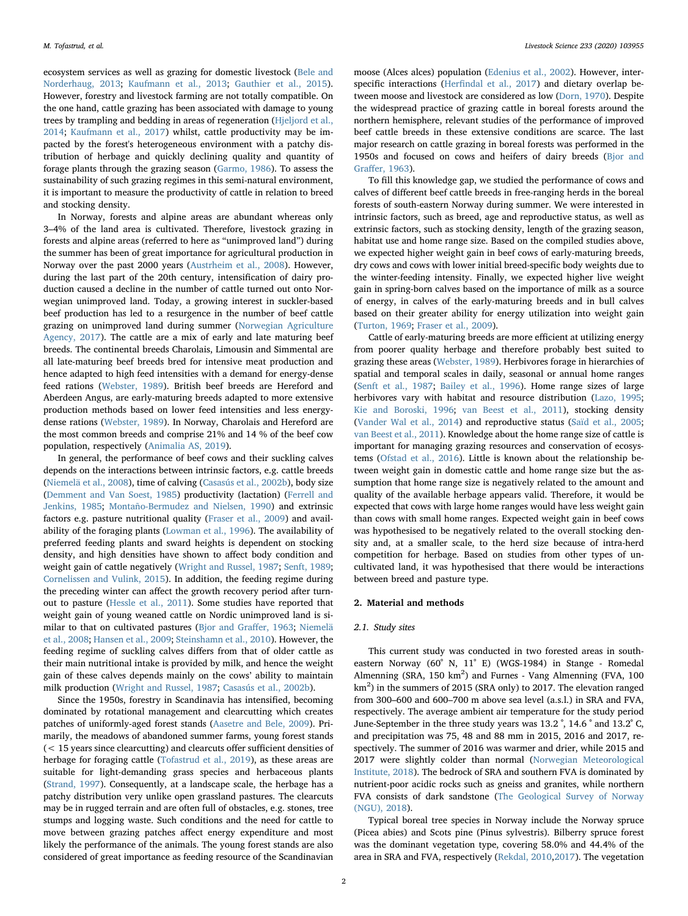ecosystem services as well as grazing for domestic livestock (Bele and Norderhaug, 2013; Kaufmann et al., 2013; Gauthier et al., 2015). However, forestry and livestock farming are not totally compatible. On the one hand, cattle grazing has been associated with damage to young trees by trampling and bedding in areas of regeneration (Hjeljord et al., 2014; Kaufmann et al., 2017) whilst, cattle productivity may be impacted by the forest's heterogeneous environment with a patchy distribution of herbage and quickly declining quality and quantity of forage plants through the grazing season (Garmo, 1986). To assess the sustainability of such grazing regimes in this semi-natural environment, it is important to measure the productivity of cattle in relation to breed and stocking density.

In Norway, forests and alpine areas are abundant whereas only 3–4% of the land area is cultivated. Therefore, livestock grazing in forests and alpine areas (referred to here as "unimproved land") during the summer has been of great importance for agricultural production in Norway over the past 2000 years (Austrheim et al., 2008). However, during the last part of the 20th century, intensification of dairy production caused a decline in the number of cattle turned out onto Norwegian unimproved land. Today, a growing interest in suckler-based beef production has led to a resurgence in the number of beef cattle grazing on unimproved land during summer (Norwegian Agriculture Agency, 2017). The cattle are a mix of early and late maturing beef breeds. The continental breeds Charolais, Limousin and Simmental are all late-maturing beef breeds bred for intensive meat production and hence adapted to high feed intensities with a demand for energy-dense feed rations (Webster, 1989). British beef breeds are Hereford and Aberdeen Angus, are early-maturing breeds adapted to more extensive production methods based on lower feed intensities and less energy-dense rations (Webster, 1989). In Norway, Charolais and Hereford are the most common breeds and comprise 21% and 14 % of the beef cow population, respectively (Animalia AS, 2019).

In general, the performance of beef cows and their suckling calves depends on the interactions between intrinsic factors, e.g. cattle breeds (Niemelä et al., 2008), time of calving (Casasús et al., 2002b), body size (Demment and Van Soest, 1985) productivity (lactation) (Ferrell and Jenkins, 1985; Montaño-Bermudez and Nielsen, 1990) and extrinsic factors e.g. pasture nutritional quality (Fraser et al., 2009) and availability of the foraging plants (Lowman et al., 1996). The availability of preferred feeding plants and sward heights is dependent on stocking density, and high densities have shown to affect body condition and weight gain of cattle negatively (Wright and Russel, 1987; Senft, 1989; Cornelissen and Vulink, 2015). In addition, the feeding regime during the preceding winter can affect the growth recovery period after turn-out to pasture (Hessle et al., 2011). Some studies have reported that weight gain of young weaned cattle on Nordic unimproved land is similar to that on cultivated pastures (Bjor and Graffer, 1963; Niemelä et al., 2008; Hansen et al., 2009; Steinshamn et al., 2010). However, the feeding regime of suckling calves differs from that of older cattle as their main nutritional intake is provided by milk, and hence the weight gain of these calves depends mainly on the cows' ability to maintain milk production (Wright and Russel, 1987; Casasús et al., 2002b).

Since the 1950s, forestry in Scandinavia has intensified, becoming dominated by rotational management and clearcutting which creates patches of uniformly-aged forest stands (Aasetre and Bele, 2009). Primarily, the meadows of abandoned summer farms, young forest stands (< 15 years since clearcutting) and clearcuts offer sufficient densities of herbage for foraging cattle (Tofastrud et al., 2019), as these areas are suitable for light-demanding grass species and herbaceous plants (Strand, 1997). Consequently, at a landscape scale, the herbage has a patchy distribution very unlike open grassland pastures. The clearcuts may be in rugged terrain and are often full of obstacles, e.g. stones, tree stumps and logging waste. Such conditions and the need for cattle to move between grazing patches affect energy expenditure and most likely the performance of the animals. The young forest stands are also considered of great importance as feeding resource of the Scandinavian moose (Alces alces) population (Edenius et al., 2002). However, interspecific interactions (Herfindal et al., 2017) and dietary overlap between moose and livestock are considered as low (Dorn, 1970). Despite the widespread practice of grazing cattle in boreal forests around the northern hemisphere, relevant studies of the performance of improved beef cattle breeds in these extensive conditions are scarce. The last major research on cattle grazing in boreal forests was performed in the 1950s and focused on cows and heifers of dairy breeds (Bjor and Graffer, 1963).

To fill this knowledge gap, we studied the performance of cows and calves of different beef cattle breeds in free-ranging herds in the boreal forests of south-eastern Norway during summer. We were interested in intrinsic factors, such as breed, age and reproductive status, as well as extrinsic factors, such as stocking density, length of the grazing season, habitat use and home range size. Based on the compiled studies above, we expected higher weight gain in beef cows of early-maturing breeds, dry cows and cows with lower initial breed-specific body weights due to the winter-feeding intensity. Finally, we expected higher live weight gain in spring-born calves based on the importance of milk as a source of energy, in calves of the early-maturing breeds and in bull calves based on their greater ability for energy utilization into weight gain (Turton, 1969; Fraser et al., 2009).

Cattle of early-maturing breeds are more efficient at utilizing energy from poorer quality herbage and therefore probably best suited to grazing these areas (Webster, 1989). Herbivores forage in hierarchies of spatial and temporal scales in daily, seasonal or annual home ranges (Senft et al., 1987; Bailey et al., 1996). Home range sizes of large herbivores vary with habitat and resource distribution (Lazo, 1995; Kie and Boroski, 1996; van Beest et al., 2011), stocking density (Vander Wal et al., 2014) and reproductive status (Saïd et al., 2005; van Beest et al., 2011). Knowledge about the home range size of cattle is important for managing grazing resources and conservation of ecosystems (Ofstad et al., 2016). Little is known about the relationship between weight gain in domestic cattle and home range size but the assumption that home range size is negatively related to the amount and quality of the available herbage appears valid. Therefore, it would be expected that cows with large home ranges would have less weight gain than cows with small home ranges. Expected weight gain in beef cows was hypothesised to be negatively related to the overall stocking density and, at a smaller scale, to the herd size because of intra-herd competition for herbage. Based on studies from other types of uncultivated land, it was hypothesised that there would be interactions between breed and pasture type.

## 2. Material and methods

### 2.1. Study sites

This current study was conducted in two forested areas in south-eastern Norway (60° N, 11° E) (WGS-1984) in Stange - Romedal Almenning (SRA, 150 km$^2$) and Furnes - Vang Almenning (FVA, 100 km$^2$) in the summers of 2015 (SRA only) to 2017. The elevation ranged from 300–600 and 600–700 m above sea level (a.s.l.) in SRA and FVA, respectively. The average ambient air temperature for the study period June-September in the three study years was 13.2 °, 14.6 ° and 13.2° C, and precipitation was 75, 48 and 88 mm in 2015, 2016 and 2017, respectively. The summer of 2016 was warmer and drier, while 2015 and 2017 were slightly colder than normal (Norwegian Meteorological Institute, 2018). The bedrock of SRA and southern FVA is dominated by nutrient-poor acidic rocks such as gneiss and granites, while northern FVA consists of dark sandstone (The Geological Survey of Norway (NGU), 2018).

Typical boreal tree species in Norway include the Norway spruce (Picea abies) and Scots pine (Pinus sylvestris). Bilberry spruce forest was the dominant vegetation type, covering 58.0% and 44.4% of the area in SRA and FVA, respectively (Rekdal, 2010,2017). The vegetation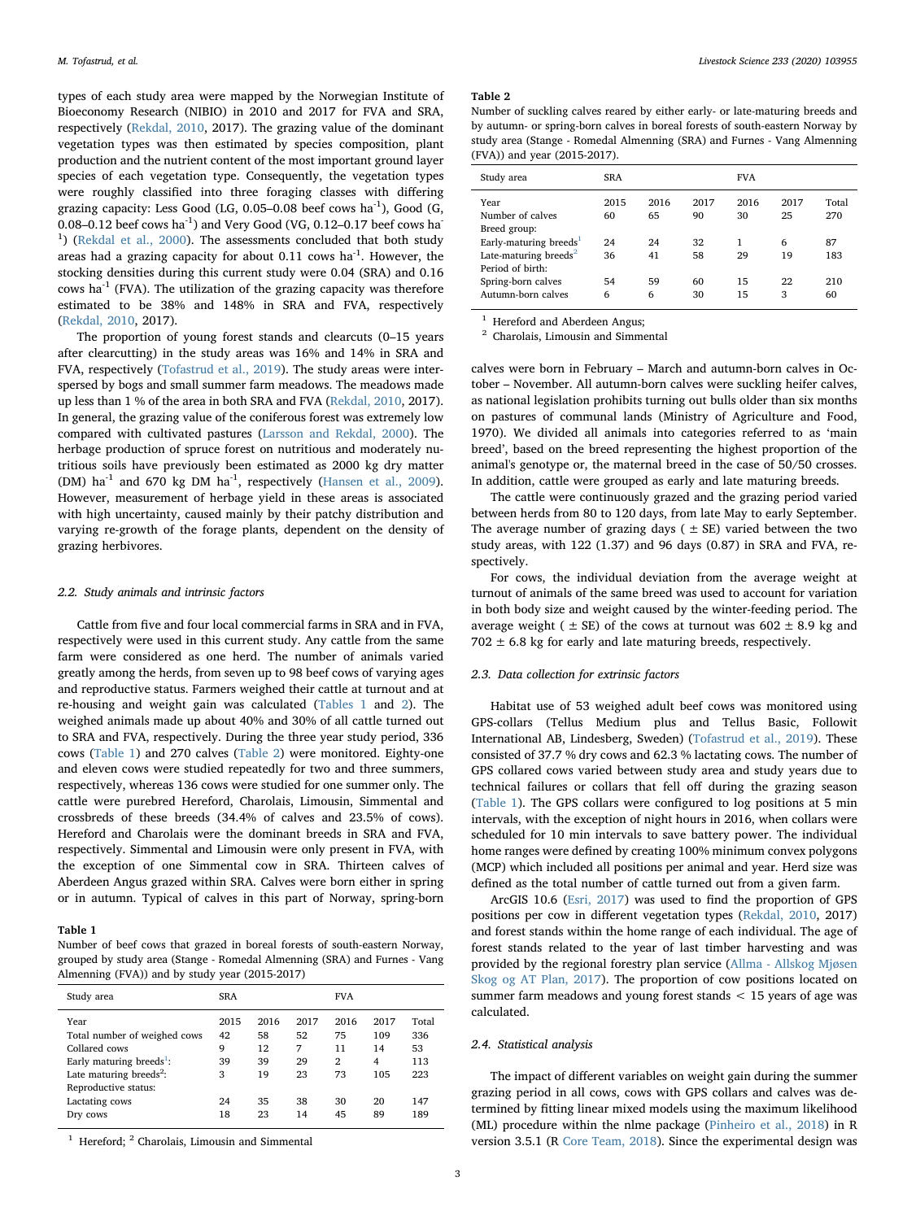types of each study area were mapped by the Norwegian Institute of Bioeconomy Research (NIBIO) in 2010 and 2017 for FVA and SRA, respectively (Rekdal, 2010, 2017). The grazing value of the dominant vegetation types was then estimated by species composition, plant production and the nutrient content of the most important ground layer species of each vegetation type. Consequently, the vegetation types were roughly classified into three foraging classes with differing grazing capacity: Less Good (LG, 0.05–0.08 beef cows ha$^{-1}$), Good (G, 0.08–0.12 beef cows ha$^{-1}$) and Very Good (VG, 0.12–0.17 beef cows ha$^{-1}$) (Rekdal et al., 2000). The assessments concluded that both study areas had a grazing capacity for about 0.11 cows ha$^{-1}$. However, the stocking densities during this current study were 0.04 (SRA) and 0.16 cows ha$^{-1}$ (FVA). The utilization of the grazing capacity was therefore estimated to be 38% and 148% in SRA and FVA, respectively (Rekdal, 2010, 2017).

The proportion of young forest stands and clearcuts (0–15 years after clearcutting) in the study areas was 16% and 14% in SRA and FVA, respectively (Tofastrud et al., 2019). The study areas were interspersed by bogs and small summer farm meadows. The meadows made up less than 1 % of the area in both SRA and FVA (Rekdal, 2010, 2017). In general, the grazing value of the coniferous forest was extremely low compared with cultivated pastures (Larsson and Rekdal, 2000). The herbage production of spruce forest on nutritious and moderately nutritious soils have previously been estimated as 2000 kg dry matter (DM) ha$^{-1}$ and 670 kg DM ha$^{-1}$, respectively (Hansen et al., 2009). However, measurement of herbage yield in these areas is associated with high uncertainty, caused mainly by their patchy distribution and varying re-growth of the forage plants, dependent on the density of grazing herbivores.

### 2.2. Study animals and intrinsic factors

Cattle from five and four local commercial farms in SRA and in FVA, respectively were used in this current study. Any cattle from the same farm were considered as one herd. The number of animals varied greatly among the herds, from seven up to 98 beef cows of varying ages and reproductive status. Farmers weighed their cattle at turnout and at re-housing and weight gain was calculated (Tables 1 and 2). The weighed animals made up about 40% and 30% of all cattle turned out to SRA and FVA, respectively. During the three year study period, 336 cows (Table 1) and 270 calves (Table 2) were monitored. Eighty-one and eleven cows were studied repeatedly for two and three summers, respectively, whereas 136 cows were studied for one summer only. The cattle were purebred Hereford, Charolais, Limousin, Simmental and crossbreds of these breeds (34.4% of calves and 23.5% of cows). Hereford and Charolais were the dominant breeds in SRA and FVA, respectively. Simmental and Limousin were only present in FVA, with the exception of one Simmental cow in SRA. Thirteen calves of Aberdeen Angus grazed within SRA. Calves were born either in spring or in autumn. Typical of calves in this part of Norway, spring-born

**Table 1**
Number of beef cows that grazed in boreal forests of south-eastern Norway, grouped by study area (Stange - Romedal Almenning (SRA) and Furnes - Vang Almenning (FVA)) and by study year (2015-2017).

| Study area | SRA | | | FVA | | |
|---|---|---|---|---|---|---|
| Year | 2015 | 2016 | 2017 | 2016 | 2017 | Total |
| Total number of weighed cows | 42 | 58 | 52 | 75 | 109 | 336 |
| Collared cows | 9 | 12 | 7 | 11 | 14 | 53 |
| Early maturing breeds[1]: | 39 | 39 | 29 | 2 | 4 | 113 |
| Late maturing breeds[2]: | 3 | 19 | 23 | 73 | 105 | 223 |
| Reproductive status: | | | | | | |
| Lactating cows | 24 | 35 | 38 | 30 | 20 | 147 |
| Dry cows | 18 | 23 | 14 | 45 | 89 | 189 |

[1] Hereford; [2] Charolais, Limousin and Simmental

**Table 2**
Number of suckling calves reared by either early- or late-maturing breeds and by autumn- or spring-born calves in boreal forests of south-eastern Norway by study area (Stange - Romedal Almenning (SRA) and Furnes - Vang Almenning (FVA)) and year (2015-2017).

| Study area | SRA | | | FVA | | |
|---|---|---|---|---|---|---|
| Year | 2015 | 2016 | 2017 | 2016 | 2017 | Total |
| Number of calves | 60 | 65 | 90 | 30 | 25 | 270 |
| Breed group: | | | | | | |
| Early-maturing breeds[1] | 24 | 24 | 32 | 1 | 6 | 87 |
| Late-maturing breeds[2] | 36 | 41 | 58 | 29 | 19 | 183 |
| Period of birth: | | | | | | |
| Spring-born calves | 54 | 59 | 60 | 15 | 22 | 210 |
| Autumn-born calves | 6 | 6 | 30 | 15 | 3 | 60 |

[1] Hereford and Aberdeen Angus;
[2] Charolais, Limousin and Simmental

calves were born in February – March and autumn-born calves in October – November. All autumn-born calves were suckling heifer calves, as national legislation prohibits turning out bulls older than six months on pastures of communal lands (Ministry of Agriculture and Food, 1970). We divided all animals into categories referred to as 'main breed', based on the breed representing the highest proportion of the animal's genotype or, the maternal breed in the case of 50/50 crosses. In addition, cattle were grouped as early and late maturing breeds.

The cattle were continuously grazed and the grazing period varied between herds from 80 to 120 days, from late May to early September. The average number of grazing days ( ± SE) varied between the two study areas, with 122 (1.37) and 96 days (0.87) in SRA and FVA, respectively.

For cows, the individual deviation from the average weight at turnout of animals of the same breed was used to account for variation in both body size and weight caused by the winter-feeding period. The average weight ( ± SE) of the cows at turnout was 602 ± 8.9 kg and 702 ± 6.8 kg for early and late maturing breeds, respectively.

### 2.3. Data collection for extrinsic factors

Habitat use of 53 weighed adult beef cows was monitored using GPS-collars (Tellus Medium plus and Tellus Basic, Followit International AB, Lindesberg, Sweden) (Tofastrud et al., 2019). These consisted of 37.7 % dry cows and 62.3 % lactating cows. The number of GPS collared cows varied between study area and study years due to technical failures or collars that fell off during the grazing season (Table 1). The GPS collars were configured to log positions at 5 min intervals, with the exception of night hours in 2016, when collars were scheduled for 10 min intervals to save battery power. The individual home ranges were defined by creating 100% minimum convex polygons (MCP) which included all positions per animal and year. Herd size was defined as the total number of cattle turned out from a given farm.

ArcGIS 10.6 (Esri, 2017) was used to find the proportion of GPS positions per cow in different vegetation types (Rekdal, 2010, 2017) and forest stands within the home range of each individual. The age of forest stands related to the year of last timber harvesting and was provided by the regional forestry plan service (Allma - Allskog Mjøsen Skog og AT Plan, 2017). The proportion of cow positions located on summer farm meadows and young forest stands < 15 years of age was calculated.

### 2.4. Statistical analysis

The impact of different variables on weight gain during the summer grazing period in all cows, cows with GPS collars and calves was determined by fitting linear mixed models using the maximum likelihood (ML) procedure within the nlme package (Pinheiro et al., 2018) in R version 3.5.1 (R Core Team, 2018). Since the experimental design was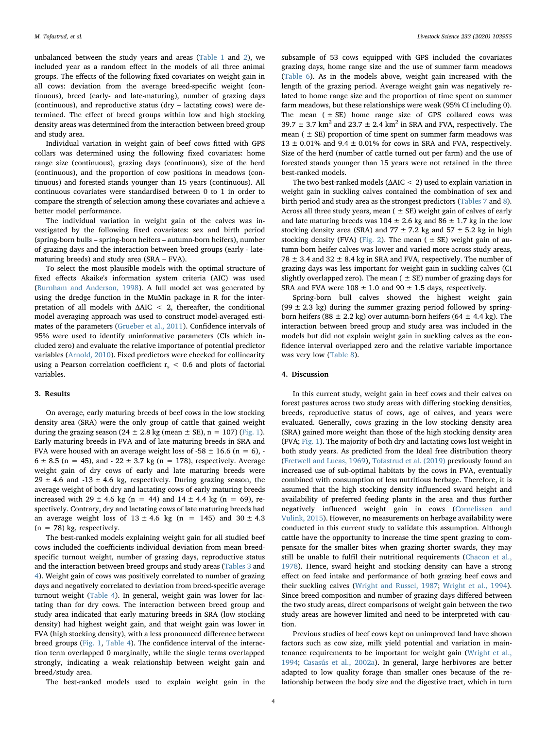unbalanced between the study years and areas (Table 1 and 2), we included year as a random effect in the models of all three animal groups. The effects of the following fixed covariates on weight gain in all cows: deviation from the average breed-specific weight (continuous), breed (early- and late-maturing), number of grazing days (continuous), and reproductive status (dry – lactating cows) were determined. The effect of breed groups within low and high stocking density areas was determined from the interaction between breed group and study area.

Individual variation in weight gain of beef cows fitted with GPS collars was determined using the following fixed covariates: home range size (continuous), grazing days (continuous), size of the herd (continuous), and the proportion of cow positions in meadows (continuous) and forested stands younger than 15 years (continuous). All continuous covariates were standardised between 0 to 1 in order to compare the strength of selection among these covariates and achieve a better model performance.

The individual variation in weight gain of the calves was investigated by the following fixed covariates: sex and birth period (spring-born bulls – spring-born heifers – autumn-born heifers), number of grazing days and the interaction between breed groups (early - late-maturing breeds) and study area (SRA – FVA).

To select the most plausible models with the optimal structure of fixed effects Akaike's information system criteria (AIC) was used (Burnham and Anderson, 1998). A full model set was generated by using the dredge function in the MuMin package in R for the interpretation of all models with ΔAIC < 2, thereafter, the conditional model averaging approach was used to construct model-averaged estimates of the parameters (Grueber et al., 2011). Confidence intervals of 95% were used to identify uninformative parameters (CIs which included zero) and evaluate the relative importance of potential predictor variables (Arnold, 2010). Fixed predictors were checked for collinearity using a Pearson correlation coefficient $r_s < 0.6$ and plots of factorial variables.

## 3. Results

On average, early maturing breeds of beef cows in the low stocking density area (SRA) were the only group of cattle that gained weight during the grazing season (24 ± 2.8 kg (mean ± SE), n = 107) (Fig. 1). Early maturing breeds in FVA and of late maturing breeds in SRA and FVA were housed with an average weight loss of -58 ± 16.6 (n = 6), -6 ± 8.5 (n = 45), and - 22 ± 3.7 kg (n = 178), respectively. Average weight gain of dry cows of early and late maturing breeds were 29 ± 4.6 and -13 ± 4.6 kg, respectively. During grazing season, the average weight of both dry and lactating cows of early maturing breeds increased with 29 ± 4.6 kg (n = 44) and 14 ± 4.4 kg (n = 69), respectively. Contrary, dry and lactating cows of late maturing breeds had an average weight loss of 13 ± 4.6 kg (n = 145) and 30 ± 4.3 (n = 78) kg, respectively.

The best-ranked models explaining weight gain for all studied beef cows included the coefficients individual deviation from mean breed-specific turnout weight, number of grazing days, reproductive status and the interaction between breed groups and study areas (Tables 3 and 4). Weight gain of cows was positively correlated to number of grazing days and negatively correlated to deviation from breed-specific average turnout weight (Table 4). In general, weight gain was lower for lactating than for dry cows. The interaction between breed group and study area indicated that early maturing breeds in SRA (low stocking density) had highest weight gain, and that weight gain was lower in FVA (high stocking density), with a less pronounced difference between breed groups (Fig. 1, Table 4). The confidence interval of the interaction term overlapped 0 marginally, while the single terms overlapped strongly, indicating a weak relationship between weight gain and breed/study area.

The best-ranked models used to explain weight gain in the subsample of 53 cows equipped with GPS included the covariates grazing days, home range size and the use of summer farm meadows (Table 6). As in the models above, weight gain increased with the length of the grazing period. Average weight gain was negatively related to home range size and the proportion of time spent on summer farm meadows, but these relationships were weak (95% CI including 0). The mean ( ± SE) home range size of GPS collared cows was 39.7 ± 3.7 km$^2$ and 23.7 ± 2.4 km$^2$ in SRA and FVA, respectively. The mean ( ± SE) proportion of time spent on summer farm meadows was 13 ± 0.01% and 9.4 ± 0.01% for cows in SRA and FVA, respectively. Size of the herd (number of cattle turned out per farm) and the use of forested stands younger than 15 years were not retained in the three best-ranked models.

The two best-ranked models (ΔAIC < 2) used to explain variation in weight gain in suckling calves contained the combination of sex and birth period and study area as the strongest predictors (Tables 7 and 8). Across all three study years, mean ( ± SE) weight gain of calves of early and late maturing breeds was 104 ± 2.6 kg and 86 ± 1.7 kg in the low stocking density area (SRA) and 77 ± 7.2 kg and 57 ± 5.2 kg in high stocking density (FVA) (Fig. 2). The mean ( ± SE) weight gain of autumn-born heifer calves was lower and varied more across study areas, 78 ± 3.4 and 32 ± 8.4 kg in SRA and FVA, respectively. The number of grazing days was less important for weight gain in suckling calves (CI slightly overlapped zero). The mean ( ± SE) number of grazing days for SRA and FVA were 108 ± 1.0 and 90 ± 1.5 days, respectively.

Spring-born bull calves showed the highest weight gain (99 ± 2.3 kg) during the summer grazing period followed by spring-born heifers (88 ± 2.2 kg) over autumn-born heifers (64 ± 4.4 kg). The interaction between breed group and study area was included in the models but did not explain weight gain in suckling calves as the confidence interval overlapped zero and the relative variable importance was very low (Table 8).

## 4. Discussion

In this current study, weight gain in beef cows and their calves on forest pastures across two study areas with differing stocking densities, breeds, reproductive status of cows, age of calves, and years were evaluated. Generally, cows grazing in the low stocking density area (SRA) gained more weight than those of the high stocking density area (FVA; Fig. 1). The majority of both dry and lactating cows lost weight in both study years. As predicted from the Ideal free distribution theory (Fretwell and Lucas, 1969), Tofastrud et al. (2019) previously found an increased use of sub-optimal habitats by the cows in FVA, eventually combined with consumption of less nutritious herbage. Therefore, it is assumed that the high stocking density influenced sward height and availability of preferred feeding plants in the area and thus further negatively influenced weight gain in cows (Cornelissen and Vulink, 2015). However, no measurements on herbage availability were conducted in this current study to validate this assumption. Although cattle have the opportunity to increase the time spent grazing to compensate for the smaller bites when grazing shorter swards, they may still be unable to fulfil their nutritional requirements (Chacon et al., 1978). Hence, sward height and stocking density can have a strong effect on feed intake and performance of both grazing beef cows and their suckling calves (Wright and Russel, 1987; Wright et al., 1994). Since breed composition and number of grazing days differed between the two study areas, direct comparisons of weight gain between the two study areas are however limited and need to be interpreted with caution.

Previous studies of beef cows kept on unimproved land have shown factors such as cow size, milk yield potential and variation in maintenance requirements to be important for weight gain (Wright et al., 1994; Casasús et al., 2002a). In general, large herbivores are better adapted to low quality forage than smaller ones because of the relationship between the body size and the digestive tract, which in turn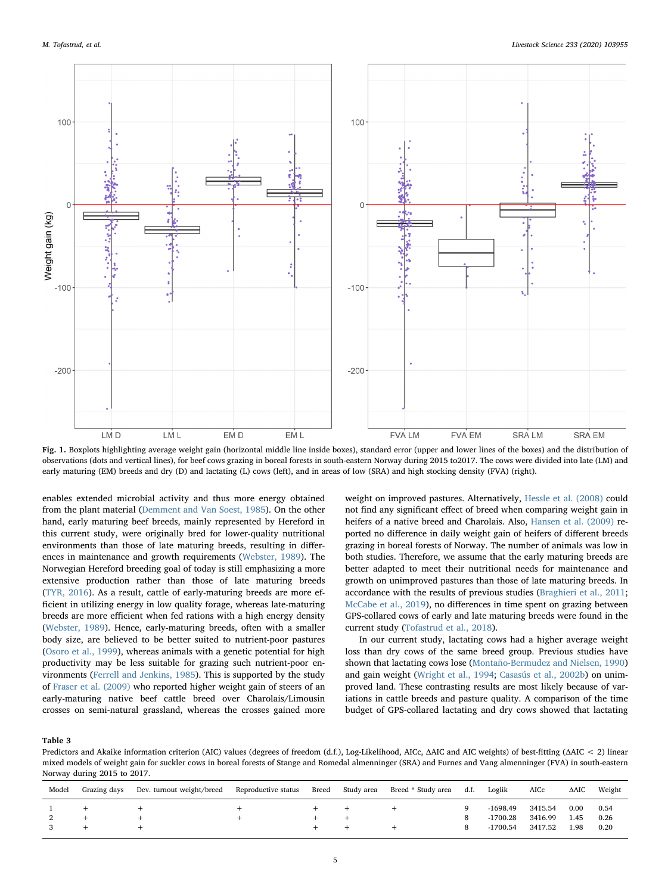Fig. 1. Boxplots highlighting average weight gain (horizontal middle line inside boxes), standard error (upper and lower lines of the boxes) and the distribution of observations (dots and vertical lines), for beef cows grazing in boreal forests in south-eastern Norway during 2015 to2017. The cows were divided into late (LM) and early maturing (EM) breeds and dry (D) and lactating (L) cows (left), and in areas of low (SRA) and high stocking density (FVA) (right).

enables extended microbial activity and thus more energy obtained from the plant material (Demment and Van Soest, 1985). On the other hand, early maturing beef breeds, mainly represented by Hereford in this current study, were originally bred for lower-quality nutritional environments than those of late maturing breeds, resulting in differences in maintenance and growth requirements (Webster, 1989). The Norwegian Hereford breeding goal of today is still emphasizing a more extensive production rather than those of late maturing breeds (TYR, 2016). As a result, cattle of early-maturing breeds are more efficient in utilizing energy in low quality forage, whereas late-maturing breeds are more efficient when fed rations with a high energy density (Webster, 1989). Hence, early-maturing breeds, often with a smaller body size, are believed to be better suited to nutrient-poor pastures (Osoro et al., 1999), whereas animals with a genetic potential for high productivity may be less suitable for grazing such nutrient-poor environments (Ferrell and Jenkins, 1985). This is supported by the study of Fraser et al. (2009) who reported higher weight gain of steers of an early-maturing native beef cattle breed over Charolais/Limousin crosses on semi-natural grassland, whereas the crosses gained more weight on improved pastures. Alternatively, Hessle et al. (2008) could not find any significant effect of breed when comparing weight gain in heifers of a native breed and Charolais. Also, Hansen et al. (2009) reported no difference in daily weight gain of heifers of different breeds grazing in boreal forests of Norway. The number of animals was low in both studies. Therefore, we assume that the early maturing breeds are better adapted to meet their nutritional needs for maintenance and growth on unimproved pastures than those of late maturing breeds. In accordance with the results of previous studies (Braghieri et al., 2011; McCabe et al., 2019), no differences in time spent on grazing between GPS-collared cows of early and late maturing breeds were found in the current study (Tofastrud et al., 2018).

In our current study, lactating cows had a higher average weight loss than dry cows of the same breed group. Previous studies have shown that lactating cows lose (Montaño-Bermudez and Nielsen, 1990) and gain weight (Wright et al., 1994; Casasús et al., 2002b) on unimproved land. These contrasting results are most likely because of variations in cattle breeds and pasture quality. A comparison of the time budget of GPS-collared lactating and dry cows showed that lactating

**Table 3**
Predictors and Akaike information criterion (AIC) values (degrees of freedom (d.f.), Log-Likelihood, AICc, ΔAIC and AIC weights) of best-fitting (ΔAIC < 2) linear mixed models of weight gain for suckler cows in boreal forests of Stange and Romedal almenninger (SRA) and Furnes and Vang almenninger (FVA) in south-eastern Norway during 2015 to 2017.

| Model | Grazing days | Dev. turnout weight/breed | Reproductive status | Breed | Study area | Breed * Study area | d.f. | Loglik | AICc | ΔAIC | Weight |
|---|---|---|---|---|---|---|---|---|---|---|---|
| 1 | + | + | + | + | + | + | 9 | -1698.49 | 3415.54 | 0.00 | 0.54 |
| 2 | + | + | + | + | + | | 8 | -1700.28 | 3416.99 | 1.45 | 0.26 |
| 3 | + | + | | + | + | + | 8 | -1700.54 | 3417.52 | 1.98 | 0.20 |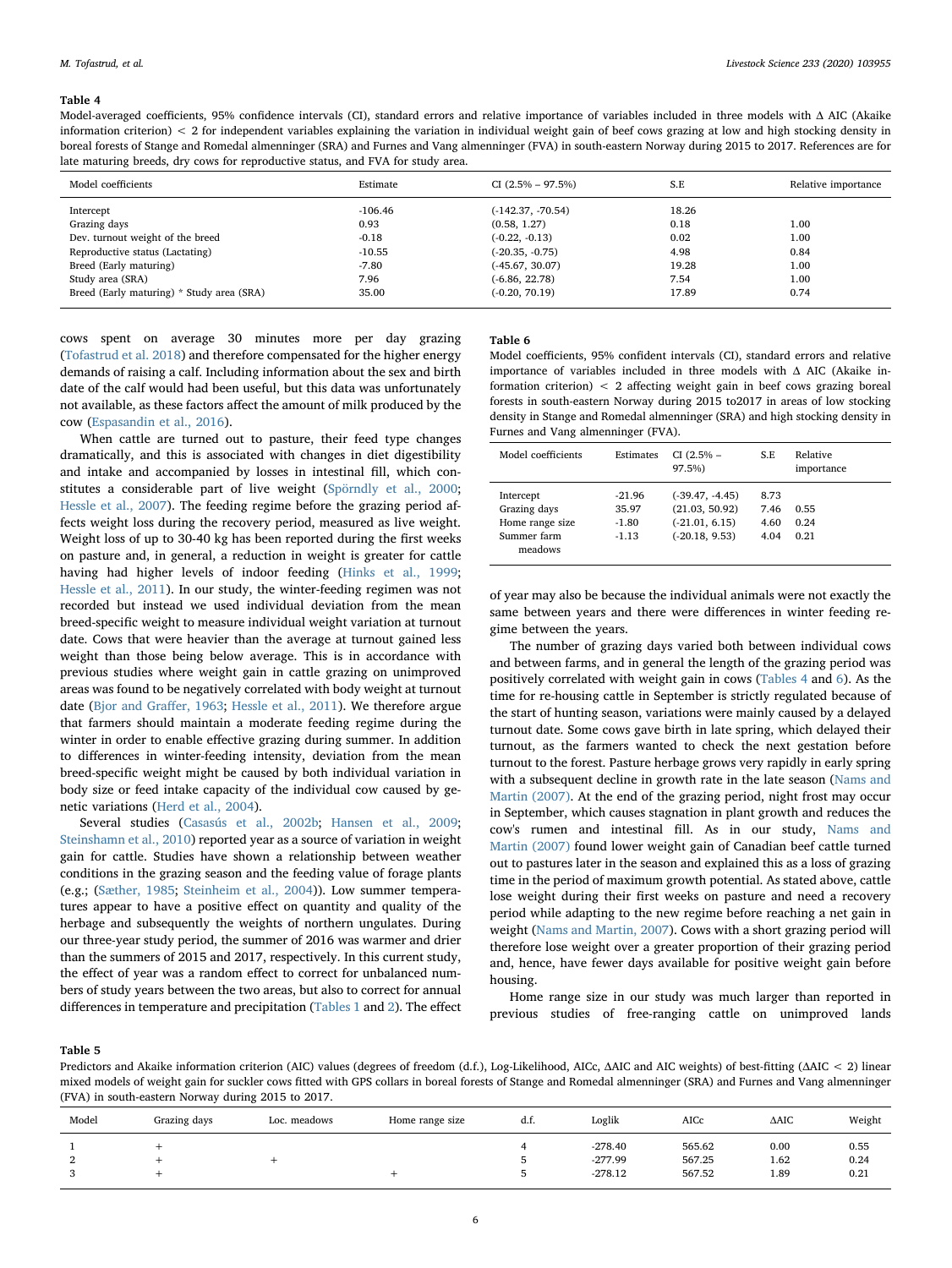**Table 4**

Model-averaged coefficients, 95% confidence intervals (CI), standard errors and relative importance of variables included in three models with Δ AIC (Akaike information criterion) < 2 for independent variables explaining the variation in individual weight gain of beef cows grazing at low and high stocking density in boreal forests of Stange and Romedal almenninger (SRA) and Furnes and Vang almenninger (FVA) in south-eastern Norway during 2015 to 2017. References are for late maturing breeds, dry cows for reproductive status, and FVA for study area.

| Model coefficients | Estimate | CI (2.5% – 97.5%) | S.E | Relative importance |
|---|---|---|---|---|
| Intercept | -106.46 | (-142.37, -70.54) | 18.26 | |
| Grazing days | 0.93 | (0.58, 1.27) | 0.18 | 1.00 |
| Dev. turnout weight of the breed | -0.18 | (-0.22, -0.13) | 0.02 | 1.00 |
| Reproductive status (Lactating) | -10.55 | (-20.35, -0.75) | 4.98 | 0.84 |
| Breed (Early maturing) | -7.80 | (-45.67, 30.07) | 19.28 | 1.00 |
| Study area (SRA) | 7.96 | (-6.86, 22.78) | 7.54 | 1.00 |
| Breed (Early maturing) * Study area (SRA) | 35.00 | (-0.20, 70.19) | 17.89 | 0.74 |

cows spent on average 30 minutes more per day grazing (Tofastrud et al. 2018) and therefore compensated for the higher energy demands of raising a calf. Including information about the sex and birth date of the calf would had been useful, but this data was unfortunately not available, as these factors affect the amount of milk produced by the cow (Espasandin et al., 2016).

When cattle are turned out to pasture, their feed type changes dramatically, and this is associated with changes in diet digestibility and intake and accompanied by losses in intestinal fill, which constitutes a considerable part of live weight (Spörndly et al., 2000; Hessle et al., 2007). The feeding regime before the grazing period affects weight loss during the recovery period, measured as live weight. Weight loss of up to 30-40 kg has been reported during the first weeks on pasture and, in general, a reduction in weight is greater for cattle having had higher levels of indoor feeding (Hinks et al., 1999; Hessle et al., 2011). In our study, the winter-feeding regimen was not recorded but instead we used individual deviation from the mean breed-specific weight to measure individual weight variation at turnout date. Cows that were heavier than the average at turnout gained less weight than those being below average. This is in accordance with previous studies where weight gain in cattle grazing on unimproved areas was found to be negatively correlated with body weight at turnout date (Bjor and Graffer, 1963; Hessle et al., 2011). We therefore argue that farmers should maintain a moderate feeding regime during the winter in order to enable effective grazing during summer. In addition to differences in winter-feeding intensity, deviation from the mean breed-specific weight might be caused by both individual variation in body size or feed intake capacity of the individual cow caused by genetic variations (Herd et al., 2004).

Several studies (Casasús et al., 2002b; Hansen et al., 2009; Steinshamn et al., 2010) reported year as a source of variation in weight gain for cattle. Studies have shown a relationship between weather conditions in the grazing season and the feeding value of forage plants (e.g.; (Sæther, 1985; Steinheim et al., 2004)). Low summer temperatures appear to have a positive effect on quantity and quality of the herbage and subsequently the weights of northern ungulates. During our three-year study period, the summer of 2016 was warmer and drier than the summers of 2015 and 2017, respectively. In this current study, the effect of year was a random effect to correct for unbalanced numbers of study years between the two areas, but also to correct for annual differences in temperature and precipitation (Tables 1 and 2). The effect

**Table 6**

Model coefficients, 95% confident intervals (CI), standard errors and relative importance of variables included in three models with Δ AIC (Akaike information criterion) < 2 affecting weight gain in beef cows grazing boreal forests in south-eastern Norway during 2015 to2017 in areas of low stocking density in Stange and Romedal almenninger (SRA) and high stocking density in Furnes and Vang almenninger (FVA).

| Model coefficients | Estimates | CI (2.5% – 97.5%) | S.E | Relative importance |
|---|---|---|---|---|
| Intercept | -21.96 | (-39.47, -4.45) | 8.73 | |
| Grazing days | 35.97 | (21.03, 50.92) | 7.46 | 0.55 |
| Home range size | -1.80 | (-21.01, 6.15) | 4.60 | 0.24 |
| Summer farm meadows | -1.13 | (-20.18, 9.53) | 4.04 | 0.21 |

of year may also be because the individual animals were not exactly the same between years and there were differences in winter feeding regime between the years.

The number of grazing days varied both between individual cows and between farms, and in general the length of the grazing period was positively correlated with weight gain in cows (Tables 4 and 6). As the time for re-housing cattle in September is strictly regulated because of the start of hunting season, variations were mainly caused by a delayed turnout date. Some cows gave birth in late spring, which delayed their turnout, as the farmers wanted to check the next gestation before turnout to the forest. Pasture herbage grows very rapidly in early spring with a subsequent decline in growth rate in the late season (Nams and Martin (2007). At the end of the grazing period, night frost may occur in September, which causes stagnation in plant growth and reduces the cow's rumen and intestinal fill. As in our study, Nams and Martin (2007) found lower weight gain of Canadian beef cattle turned out to pastures later in the season and explained this as a loss of grazing time in the period of maximum growth potential. As stated above, cattle lose weight during their first weeks on pasture and need a recovery period while adapting to the new regime before reaching a net gain in weight (Nams and Martin, 2007). Cows with a short grazing period will therefore lose weight over a greater proportion of their grazing period and, hence, have fewer days available for positive weight gain before housing.

Home range size in our study was much larger than reported in previous studies of free-ranging cattle on unimproved lands

**Table 5**

Predictors and Akaike information criterion (AIC) values (degrees of freedom (d.f.), Log-Likelihood, AICc, ΔAIC and AIC weights) of best-fitting (ΔAIC < 2) linear mixed models of weight gain for suckler cows fitted with GPS collars in boreal forests of Stange and Romedal almenninger (SRA) and Furnes and Vang almenninger (FVA) in south-eastern Norway during 2015 to 2017.

| Model | Grazing days | Loc. meadows | Home range size | d.f. | Loglik | AICc | ΔAIC | Weight |
|---|---|---|---|---|---|---|---|---|
| 1 | + | | | 4 | -278.40 | 565.62 | 0.00 | 0.55 |
| 2 | + | + | | 5 | -277.99 | 567.25 | 1.62 | 0.24 |
| 3 | + | | + | 5 | -278.12 | 567.52 | 1.89 | 0.21 |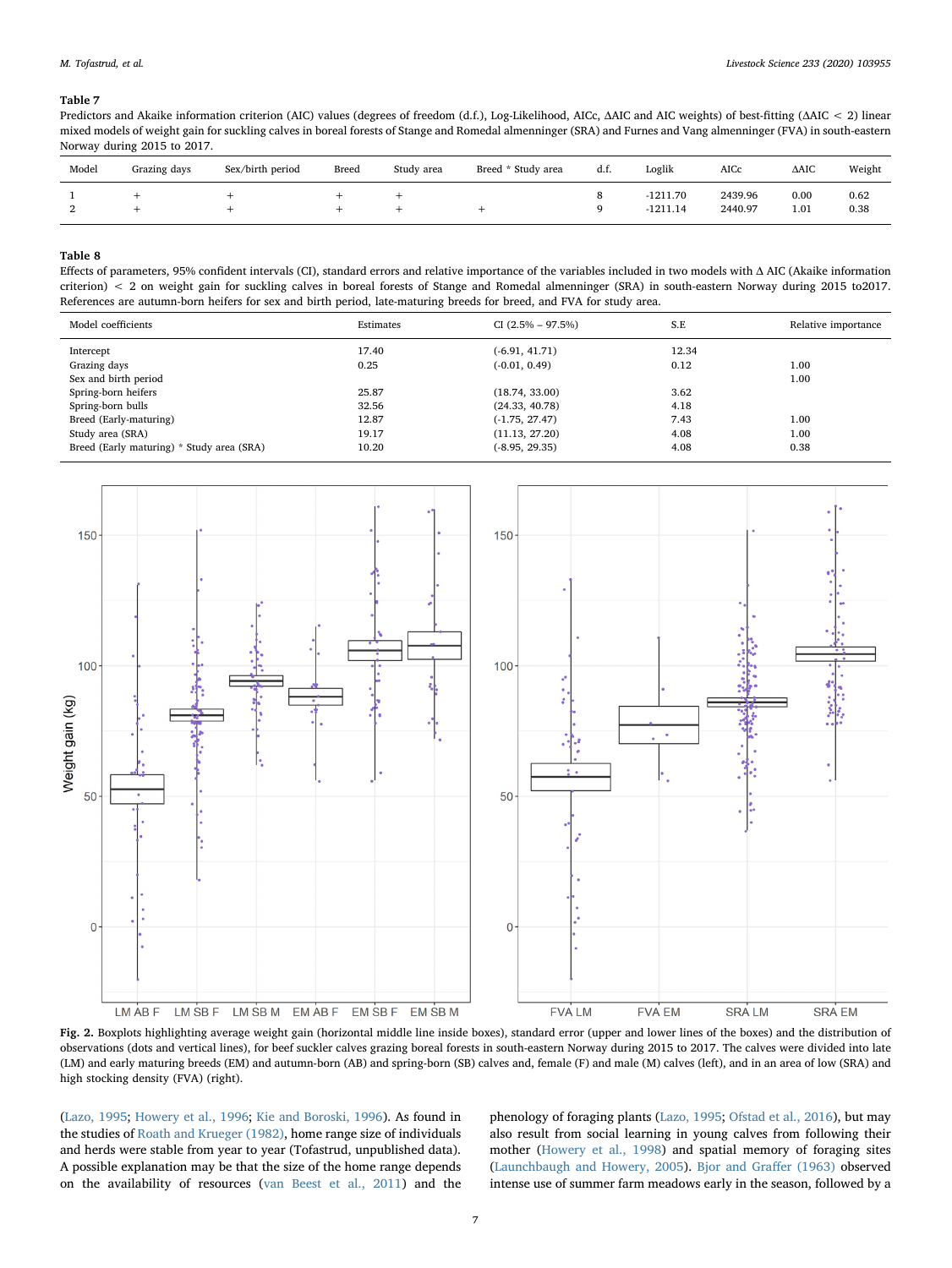**Table 7**
Predictors and Akaike information criterion (AIC) values (degrees of freedom (d.f.), Log-Likelihood, AICc, ΔAIC and AIC weights) of best-fitting (ΔAIC < 2) linear mixed models of weight gain for suckling calves in boreal forests of Stange and Romedal almenninger (SRA) and Furnes and Vang almenninger (FVA) in south-eastern Norway during 2015 to 2017.

| Model | Grazing days | Sex/birth period | Breed | Study area | Breed * Study area | d.f. | Loglik | AICc | ΔAIC | Weight |
|---|---|---|---|---|---|---|---|---|---|---|
| 1 | + | + | + | + | | 8 | -1211.70 | 2439.96 | 0.00 | 0.62 |
| 2 | + | + | + | + | + | 9 | -1211.14 | 2440.97 | 1.01 | 0.38 |

**Table 8**
Effects of parameters, 95% confident intervals (CI), standard errors and relative importance of the variables included in two models with Δ AIC (Akaike information criterion) < 2 on weight gain for suckling calves in boreal forests of Stange and Romedal almenninger (SRA) in south-eastern Norway during 2015 to2017. References are autumn-born heifers for sex and birth period, late-maturing breeds for breed, and FVA for study area.

| Model coefficients | Estimates | CI (2.5% – 97.5%) | S.E | Relative importance |
|---|---|---|---|---|
| Intercept | 17.40 | (-6.91, 41.71) | 12.34 | |
| Grazing days | 0.25 | (-0.01, 0.49) | 0.12 | 1.00 |
| Sex and birth period | | | | 1.00 |
| Spring-born heifers | 25.87 | (18.74, 33.00) | 3.62 | |
| Spring-born bulls | 32.56 | (24.33, 40.78) | 4.18 | |
| Breed (Early-maturing) | 12.87 | (-1.75, 27.47) | 7.43 | 1.00 |
| Study area (SRA) | 19.17 | (11.13, 27.20) | 4.08 | 1.00 |
| Breed (Early maturing) * Study area (SRA) | 10.20 | (-8.95, 29.35) | 4.08 | 0.38 |

**Fig. 2.** Boxplots highlighting average weight gain (horizontal middle line inside boxes), standard error (upper and lower lines of the boxes) and the distribution of observations (dots and vertical lines), for beef suckler calves grazing boreal forests in south-eastern Norway during 2015 to 2017. The calves were divided into late (LM) and early maturing breeds (EM) and autumn-born (AB) and spring-born (SB) calves and, female (F) and male (M) calves (left), and in an area of low (SRA) and high stocking density (FVA) (right).

(Lazo, 1995; Howery et al., 1996; Kie and Boroski, 1996). As found in the studies of Roath and Krueger (1982), home range size of individuals and herds were stable from year to year (Tofastrud, unpublished data). A possible explanation may be that the size of the home range depends on the availability of resources (van Beest et al., 2011) and the phenology of foraging plants (Lazo, 1995; Ofstad et al., 2016), but may also result from social learning in young calves from following their mother (Howery et al., 1998) and spatial memory of foraging sites (Launchbaugh and Howery, 2005). Bjor and Graffer (1963) observed intense use of summer farm meadows early in the season, followed by a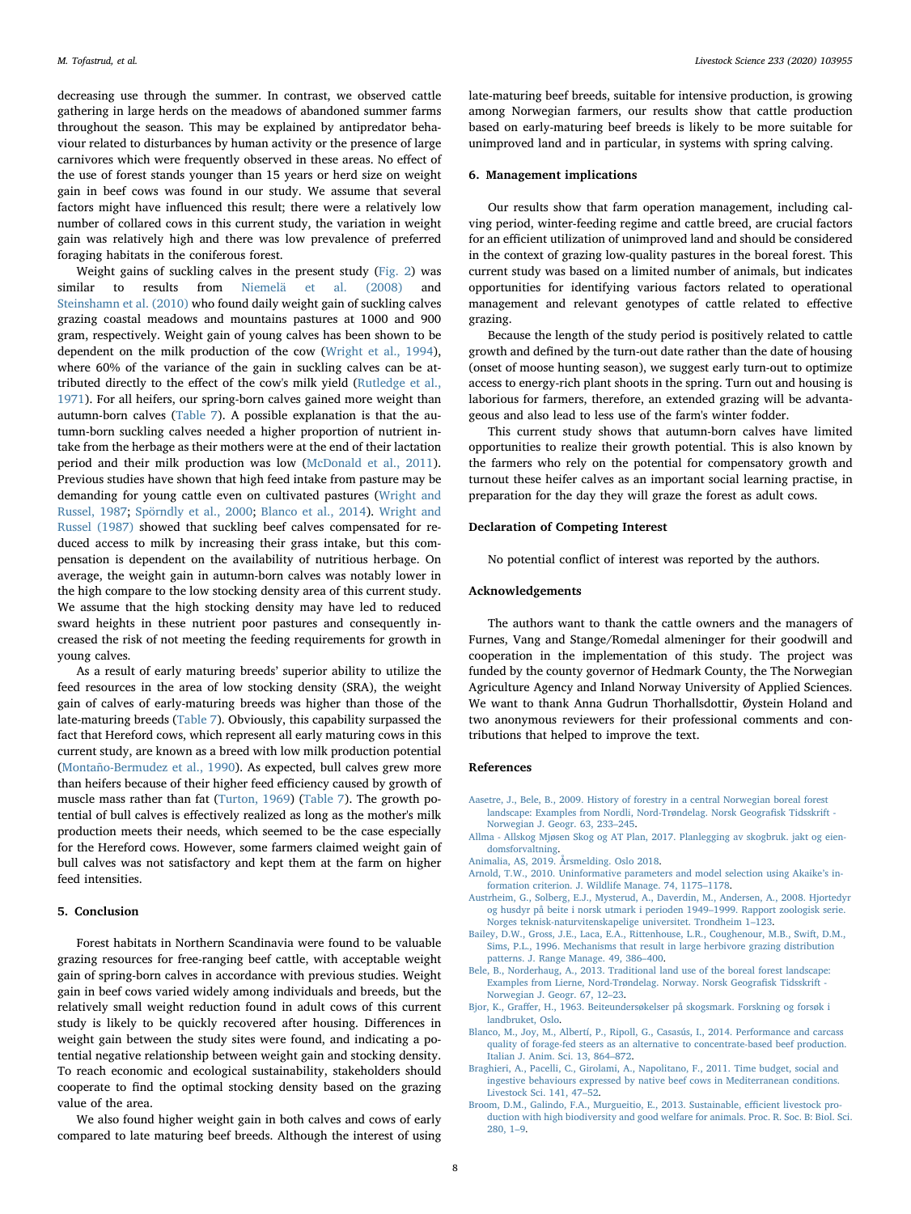decreasing use through the summer. In contrast, we observed cattle gathering in large herds on the meadows of abandoned summer farms throughout the season. This may be explained by antipredator behaviour related to disturbances by human activity or the presence of large carnivores which were frequently observed in these areas. No effect of the use of forest stands younger than 15 years or herd size on weight gain in beef cows was found in our study. We assume that several factors might have influenced this result; there were a relatively low number of collared cows in this current study, the variation in weight gain was relatively high and there was low prevalence of preferred foraging habitats in the coniferous forest.

Weight gains of suckling calves in the present study (Fig. 2) was similar to results from Niemelä et al. (2008) and Steinshamn et al. (2010) who found daily weight gain of suckling calves grazing coastal meadows and mountains pastures at 1000 and 900 gram, respectively. Weight gain of young calves has been shown to be dependent on the milk production of the cow (Wright et al., 1994), where 60% of the variance of the gain in suckling calves can be attributed directly to the effect of the cow's milk yield (Rutledge et al., 1971). For all heifers, our spring-born calves gained more weight than autumn-born calves (Table 7). A possible explanation is that the autumn-born suckling calves needed a higher proportion of nutrient intake from the herbage as their mothers were at the end of their lactation period and their milk production was low (McDonald et al., 2011). Previous studies have shown that high feed intake from pasture may be demanding for young cattle even on cultivated pastures (Wright and Russel, 1987; Spörndly et al., 2000; Blanco et al., 2014). Wright and Russel (1987) showed that suckling beef calves compensated for reduced access to milk by increasing their grass intake, but this compensation is dependent on the availability of nutritious herbage. On average, the weight gain in autumn-born calves was notably lower in the high compare to the low stocking density area of this current study. We assume that the high stocking density may have led to reduced sward heights in these nutrient poor pastures and consequently increased the risk of not meeting the feeding requirements for growth in young calves.

As a result of early maturing breeds' superior ability to utilize the feed resources in the area of low stocking density (SRA), the weight gain of calves of early-maturing breeds was higher than those of the late-maturing breeds (Table 7). Obviously, this capability surpassed the fact that Hereford cows, which represent all early maturing cows in this current study, are known as a breed with low milk production potential (Montaño-Bermudez et al., 1990). As expected, bull calves grew more than heifers because of their higher feed efficiency caused by growth of muscle mass rather than fat (Turton, 1969) (Table 7). The growth potential of bull calves is effectively realized as long as the mother's milk production meets their needs, which seemed to be the case especially for the Hereford cows. However, some farmers claimed weight gain of bull calves was not satisfactory and kept them at the farm on higher feed intensities.

## 5. Conclusion

Forest habitats in Northern Scandinavia were found to be valuable grazing resources for free-ranging beef cattle, with acceptable weight gain of spring-born calves in accordance with previous studies. Weight gain in beef cows varied widely among individuals and breeds, but the relatively small weight reduction found in adult cows of this current study is likely to be quickly recovered after housing. Differences in weight gain between the study sites were found, and indicating a potential negative relationship between weight gain and stocking density. To reach economic and ecological sustainability, stakeholders should cooperate to find the optimal stocking density based on the grazing value of the area.

We also found higher weight gain in both calves and cows of early compared to late maturing beef breeds. Although the interest of using late-maturing beef breeds, suitable for intensive production, is growing among Norwegian farmers, our results show that cattle production based on early-maturing beef breeds is likely to be more suitable for unimproved land and in particular, in systems with spring calving.

## 6. Management implications

Our results show that farm operation management, including calving period, winter-feeding regime and cattle breed, are crucial factors for an efficient utilization of unimproved land and should be considered in the context of grazing low-quality pastures in the boreal forest. This current study was based on a limited number of animals, but indicates opportunities for identifying various factors related to operational management and relevant genotypes of cattle related to effective grazing.

Because the length of the study period is positively related to cattle growth and defined by the turn-out date rather than the date of housing (onset of moose hunting season), we suggest early turn-out to optimize access to energy-rich plant shoots in the spring. Turn out and housing is laborious for farmers, therefore, an extended grazing will be advantageous and also lead to less use of the farm's winter fodder.

This current study shows that autumn-born calves have limited opportunities to realize their growth potential. This is also known by the farmers who rely on the potential for compensatory growth and turnout these heifer calves as an important social learning practise, in preparation for the day they will graze the forest as adult cows.

## Declaration of Competing Interest

No potential conflict of interest was reported by the authors.

## Acknowledgements

The authors want to thank the cattle owners and the managers of Furnes, Vang and Stange/Romedal almeninger for their goodwill and cooperation in the implementation of this study. The project was funded by the county governor of Hedmark County, the The Norwegian Agriculture Agency and Inland Norway University of Applied Sciences. We want to thank Anna Gudrun Thorhallsdottir, Øystein Holand and two anonymous reviewers for their professional comments and contributions that helped to improve the text.

## References

Aasetre, J., Bele, B., 2009. History of forestry in a central Norwegian boreal forest landscape: Examples from Nordli, Nord-Trøndelag. Norsk Geografisk Tidsskrift - Norwegian J. Geogr. 63, 233–245.

Allma - Allskog Mjøsen Skog og AT Plan, 2017. Planlegging av skogbruk. jakt og eiendomsforvaltning.

Animalia, AS, 2019. Årsmelding. Oslo 2018.

Arnold, T.W., 2010. Uninformative parameters and model selection using Akaike's information criterion. J. Wildlife Manage. 74, 1175–1178.

Austrheim, G., Solberg, E.J., Mysterud, A., Daverdin, M., Andersen, A., 2008. Hjortedyr og husdyr på beite i norsk utmark i perioden 1949–1999. Rapport zoologisk serie. Norges teknisk-naturvitenskapelige universitet. Trondheim 1–123.

Bailey, D.W., Gross, J.E., Laca, E.A., Rittenhouse, L.R., Coughenour, M.B., Swift, D.M., Sims, P.L., 1996. Mechanisms that result in large herbivore grazing distribution patterns. J. Range Manage. 49, 386–400.

Bele, B., Norderhaug, A., 2013. Traditional land use of the boreal forest landscape: Examples from Lierne, Nord-Trøndelag. Norway. Norsk Geografisk Tidsskrift - Norwegian J. Geogr. 67, 12–23.

Bjor, K., Graffer, H., 1963. Beiteundersøkelser på skogsmark. Forskning og forsøk i landbruket, Oslo.

Blanco, M., Joy, M., Albertí, P., Ripoll, G., Casasús, I., 2014. Performance and carcass quality of forage-fed steers as an alternative to concentrate-based beef production. Italian J. Anim. Sci. 13, 864–872.

Braghieri, A., Pacelli, C., Girolami, A., Napolitano, F., 2011. Time budget, social and ingestive behaviours expressed by native beef cows in Mediterranean conditions. Livestock Sci. 141, 47–52.

Broom, D.M., Galindo, F.A., Murgueitio, E., 2013. Sustainable, efficient livestock production with high biodiversity and good welfare for animals. Proc. R. Soc. B: Biol. Sci. 280, 1–9.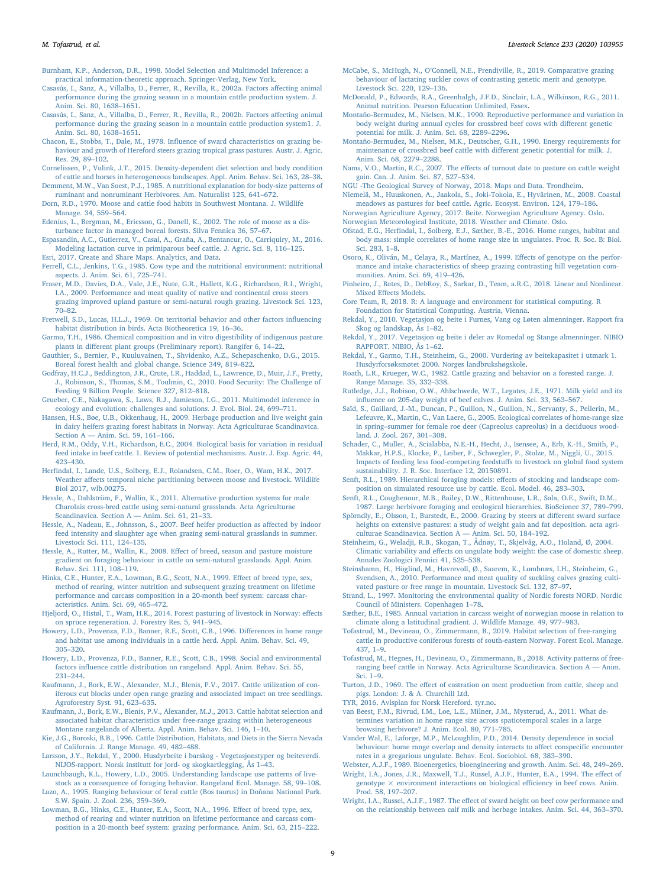Burnham, K.P., Anderson, D.R., 1998. Model Selection and Multimodel Inference: a practical information-theoretic approach. Springer-Verlag, New York.

Casasús, I., Sanz, A., Villalba, D., Ferrer, R., Revilla, R., 2002a. Factors affecting animal performance during the grazing season in a mountain cattle production system. J. Anim. Sci. 80, 1638–1651.

Casasús, I., Sanz, A., Villalba, D., Ferrer, R., Revilla, R., 2002b. Factors affecting animal performance during the grazing season in a mountain cattle production system1. J. Anim. Sci. 80, 1638–1651.

Chacon, E., Stobbs, T., Dale, M., 1978. Influence of sward characteristics on grazing behaviour and growth of Hereford steers grazing tropical grass pastures. Austr. J. Agric. Res. 29, 89–102.

Cornelissen, P., Vulink, J.T., 2015. Density-dependent diet selection and body condition of cattle and horses in heterogeneous landscapes. Appl. Anim. Behav. Sci. 163, 28–38.

Demment, M.W., Van Soest, P.J., 1985. A nutritional explanation for body-size patterns of ruminant and nonruminant Herbivores. Am. Naturalist 125, 641–672.

Dorn, R.D., 1970. Moose and cattle food habits in Southwest Montana. J. Wildlife Manage. 34, 559–564.

Edenius, L., Bergman, M., Ericsson, G., Danell, K., 2002. The role of moose as a disturbance factor in managed boreal forests. Silva Fennica 36, 57–67.

Espasandin, A.C., Gutierrez, V., Casal, A., Graña, A., Bentancur, O., Carriquiry, M., 2016. Modeling lactation curve in primiparous beef cattle. J. Agric. Sci. 8, 116–125.

Esri, 2017. Create and Share Maps. Analytics, and Data.

Ferrell, C.L., Jenkins, T.G., 1985. Cow type and the nutritional environment: nutritional aspects. J. Anim. Sci. 61, 725–741.

Fraser, M.D., Davies, D.A., Vale, J.E., Nute, G.R., Hallett, K.G., Richardson, R.I., Wright, I.A., 2009. Performance and meat quality of native and continental cross steers grazing improved upland pasture or semi-natural rough grazing. Livestock Sci. 123, 70–82.

Fretwell, S.D., Lucas, H.J.L., 1969. On territorial behavior and other factors influencing habitat distribution in birds. Acta Biotheoretica 19, 16–36.

Garmo, T.H., 1986. Chemical composition and in vitro digestibility of indigenous pasture plants in different plant groups (Preliminary report). Rangifer 6, 14–22.

Gauthier, S., Bernier, P., Kuuluvainen, T., Shvidenko, A.Z., Schepaschenko, D.G., 2015. Boreal forest health and global change. Science 349, 819–822.

Godfray, H.C.J., Beddington, J.R., Crute, I.R., Haddad, L., Lawrence, D., Muir, J.F., Pretty, J., Robinson, S., Thomas, S.M., Toulmin, C., 2010. Food Security: The Challenge of Feeding 9 Billion People. Science 327, 812–818.

Grueber, C.E., Nakagawa, S., Laws, R.J., Jamieson, I.G., 2011. Multimodel inference in ecology and evolution: challenges and solutions. J. Evol. Biol. 24, 699–711.

Hansen, H.S., Bøe, U.B., Okkenhaug, H., 2009. Herbage production and live weight gain in dairy heifers grazing forest habitats in Norway. Acta Agriculturae Scandinavica. Section A — Anim. Sci. 59, 161–166.

Herd, R.M., Oddy, V.H., Richardson, E.C., 2004. Biological basis for variation in residual feed intake in beef cattle. 1. Review of potential mechanisms. Austr. J. Exp. Agric. 44, 423–430.

Herfindal, I., Lande, U.S., Solberg, E.J., Rolandsen, C.M., Roer, O., Wam, H.K., 2017. Weather affects temporal niche partitioning between moose and livestock. Wildlife Biol 2017, wlb.00275.

Hessle, A., Dahlström, F., Wallin, K., 2011. Alternative production systems for male Charolais cross-bred cattle using semi-natural grasslands. Acta Agriculturae Scandinavica. Section A — Anim. Sci. 61, 21–33.

Hessle, A., Nadeau, E., Johnsson, S., 2007. Beef heifer production as affected by indoor feed intensity and slaughter age when grazing semi-natural grasslands in summer. Livestock Sci. 111, 124–135.

Hessle, A., Rutter, M., Wallin, K., 2008. Effect of breed, season and pasture moisture gradient on foraging behaviour in cattle on semi-natural grasslands. Appl. Anim. Behav. Sci. 111, 108–119.

Hinks, C.E., Hunter, E.A., Lowman, B.G., Scott, N.A., 1999. Effect of breed type, sex, method of rearing, winter nutrition and subsequent grazing treatment on lifetime performance and carcass composition in a 20-month beef system: carcass characteristics. Anim. Sci. 69, 465–472.

Hjeljord, O., Histøl, T., Wam, H.K., 2014. Forest pasturing of livestock in Norway: effects on spruce regeneration. J. Forestry Res. 5, 941–945.

Howery, L.D., Provenza, F.D., Banner, R.E., Scott, C.B., 1996. Differences in home range and habitat use among individuals in a cattle herd. Appl. Anim. Behav. Sci. 49, 305–320.

Howery, L.D., Provenza, F.D., Banner, R.E., Scott, C.B., 1998. Social and environmental factors influence cattle distribution on rangeland. Appl. Anim. Behav. Sci. 55, 231–244.

Kaufmann, J., Bork, E.W., Alexander, M.J., Blenis, P.V., 2017. Cattle utilization of coniferous cut blocks under open range grazing and associated impact on tree seedlings. Agroforestry Syst. 91, 623–635.

Kaufmann, J., Bork, E.W., Blenis, P.V., Alexander, M.J., 2013. Cattle habitat selection and associated habitat characteristics under free-range grazing within heterogeneous Montane rangelands of Alberta. Appl. Anim. Behav. Sci. 146, 1–10.

Kie, J.G., Boroski, B.B., 1996. Cattle Distribution, Habitats, and Diets in the Sierra Nevada of California. J. Range Manage. 49, 482–488.

Larsson, J.Y., Rekdal, Y., 2000. Husdyrbeite i barskog - Vegetasjonstyper og beiteverdi. NIJOS-rapport. Norsk institutt for jord- og skogkartlegging, Ås 1–43.

Launchbaugh, K.L., Howery, L.D., 2005. Understanding landscape use patterns of livestock as a consequence of foraging behavior. Rangeland Ecol. Manage. 58, 99–108.

Lazo, A., 1995. Ranging behaviour of feral cattle (Bos taurus) in Doñana National Park. S.W. Spain. J. Zool. 236, 359–369.

Lowman, B.G., Hinks, C.E., Hunter, E.A., Scott, N.A., 1996. Effect of breed type, sex, method of rearing and winter nutrition on lifetime performance and carcass composition in a 20-month beef system: grazing performance. Anim. Sci. 63, 215–222.

McCabe, S., McHugh, N., O'Connell, N.E., Prendiville, R., 2019. Comparative grazing behaviour of lactating suckler cows of contrasting genetic merit and genotype. Livestock Sci. 220, 129–136.

McDonald, P., Edwards, R.A., Greenhalgh, J.F.D., Sinclair, L.A., Wilkinson, R.G., 2011. Animal nutrition. Pearson Education Unlimited, Essex.

Montaño-Bermudez, M., Nielsen, M.K., 1990. Reproductive performance and variation in body weight during annual cycles for crossbred beef cows with different genetic potential for milk. J. Anim. Sci. 68, 2289–2296.

Montaño-Bermudez, M., Nielsen, M.K., Deutscher, G.H., 1990. Energy requirements for maintenance of crossbred beef cattle with different genetic potential for milk. J. Anim. Sci. 68, 2279–2288.

Nams, V.O., Martin, R.C., 2007. The effects of turnout date to pasture on cattle weight gain. Can. J. Anim. Sci. 87, 527–534.

NGU -The Geological Survey of Norway, 2018. Maps and Data. Trondheim.

Niemelä, M., Huuskonen, A., Jaakola, S., Joki-Tokola, E., Hyvärinen, M., 2008. Coastal meadows as pastures for beef cattle. Agric. Ecosyst. Environ. 124, 179–186.

Norwegian Agriculture Agency, 2017. Beite. Norwegian Agriculture Agency. Oslo.

Norwegian Meteorological Institute, 2018. Weather and Climate. Oslo.

Ofstad, E.G., Herfindal, I., Solberg, E.J., Sæther, B.-E., 2016. Home ranges, habitat and body mass: simple correlates of home range size in ungulates. Proc. R. Soc. B: Biol. Sci. 283, 1–8.

Osoro, K., Oliván, M., Celaya, R., Martínez, A., 1999. Effects of genotype on the performance and intake characteristics of sheep grazing contrasting hill vegetation communities. Anim. Sci. 69, 419–426.

Pinheiro, J., Bates, D., DebRoy, S., Sarkar, D., Team, a.R.C., 2018. Linear and Nonlinear. Mixed Effects Models.

Core Team, R, 2018. R: A language and environment for statistical computing. R Foundation for Statistical Computing. Austria, Vienna.

Rekdal, Y., 2010. Vegetasjon og beite i Furnes, Vang og Løten almenninger. Rapport fra Skog og landskap, Ås 1–82.

Rekdal, Y., 2017. Vegetasjon og beite i deler av Romedal og Stange almenninger. NIBIO RAPPORT. NIBIO, Ås 1–62.

Rekdal, Y., Garmo, T.H., Steinheim, G., 2000. Vurdering av beitekapasitet i utmark 1. Husdyrforsøksmøtet 2000. Norges landbrukshøgskole.

Roath, L.R., Krueger, W.C., 1982. Cattle grazing and behavior on a forested range. J. Range Manage. 35, 332–338.

Rutledge, J.J., Robison, O.W., Ahlschwede, W.T., Legates, J.E., 1971. Milk yield and its influence on 205-day weight of beef calves. J. Anim. Sci. 33, 563–567.

Saïd, S., Gaillard, J.-M., Duncan, P., Guillon, N., Guillon, N., Servanty, S., Pellerin, M., Lefeuvre, K., Martin, C., Van Laere, G., 2005. Ecological correlates of home-range size in spring–summer for female roe deer (Capreolus capreolus) in a deciduous woodland. J. Zool. 267, 301–308.

Schader, C., Muller, A., Scialabba, N.E.-H., Hecht, J., Isensee, A., Erb, K.-H., Smith, P., Makkar, H.P.S., Klocke, P., Leiber, F., Schwegler, P., Stolze, M., Niggli, U., 2015. Impacts of feeding less food-competing feedstuffs to livestock on global food system sustainability. J. R. Soc. Interface 12, 20150891.

Senft, R.L., 1989. Hierarchical foraging models: effects of stocking and landscape composition on simulated resource use by cattle. Ecol. Model. 46, 283–303.

Senft, R.L., Coughenour, M.B., Bailey, D.W., Rittenhouse, L.R., Sala, O.E., Swift, D.M., 1987. Large herbivore foraging and ecological hierarchies. BioScience 37, 789–799.

Spörndly, E., Olsson, I., Burstedt, E., 2000. Grazing by steers at different sward surface heights on extensive pastures: a study of weight gain and fat deposition. acta agriculturae Scandinavica. Section A — Anim. Sci. 50, 184–192.

Steinheim, G., Weladji, R.B., Skogan, T., Ådnøy, T., Skjelvåg, A.O., Holand, Ø, 2004. Climatic variability and effects on ungulate body weight: the case of domestic sheep. Annales Zoologici Fennici 41, 525–538.

Steinshamn, H., Höglind, M., Havrevoll, Ø., Saarem, K., Lombnæs, I.H., Steinheim, G., Svendsen, A., 2010. Performance and meat quality of suckling calves grazing cultivated pasture or free range in mountain. Livestock Sci. 132, 87–97.

Strand, L., 1997. Monitoring the environmental quality of Nordic forests NORD. Nordic Council of Ministers. Copenhagen 1–78.

Sæther, B.E., 1985. Annual variation in carcass weight of norwegian moose in relation to climate along a latitudinal gradient. J. Wildlife Manage. 49, 977–983.

Tofastrud, M., Devineau, O., Zimmermann, B., 2019. Habitat selection of free-ranging cattle in productive coniferous forests of south-eastern Norway. Forest Ecol. Manage. 437, 1–9.

Tofastrud, M., Hegnes, H., Devineau, O., Zimmermann, B., 2018. Activity patterns of free-ranging beef cattle in Norway. Acta Agriculturae Scandinavica. Section A — Anim. Sci. 1–9.

Turton, J.D., 1969. The effect of castration on meat production from cattle, sheep and pigs. London: J. & A. Churchill Ltd.

TYR, 2016. Avlsplan for Norsk Hereford. tyr.no.

van Beest, F.M., Rivrud, I.M., Loe, L.E., Milner, J.M., Mysterud, A., 2011. What determines variation in home range size across spatiotemporal scales in a large browsing herbivore? J. Anim. Ecol. 80, 771–785.

Vander Wal, E., Laforge, M.P., McLoughlin, P.D., 2014. Density dependence in social behaviour: home range overlap and density interacts to affect conspecific encounter rates in a gregarious ungulate. Behav. Ecol. Sociobiol. 68, 383–390.

Webster, A.J.F., 1989. Bioenergetics, bioengineering and growth. Anim. Sci. 48, 249–269.

Wright, I.A., Jones, J.R., Maxwell, T.J., Russel, A.J.F., Hunter, E.A., 1994. The effect of genotype × environment interactions on biological efficiency in beef cows. Anim. Prod. 58, 197–207.

Wright, I.A., Russel, A.J.F., 1987. The effect of sward height on beef cow performance and on the relationship between calf milk and herbage intakes. Anim. Sci. 44, 363–370.